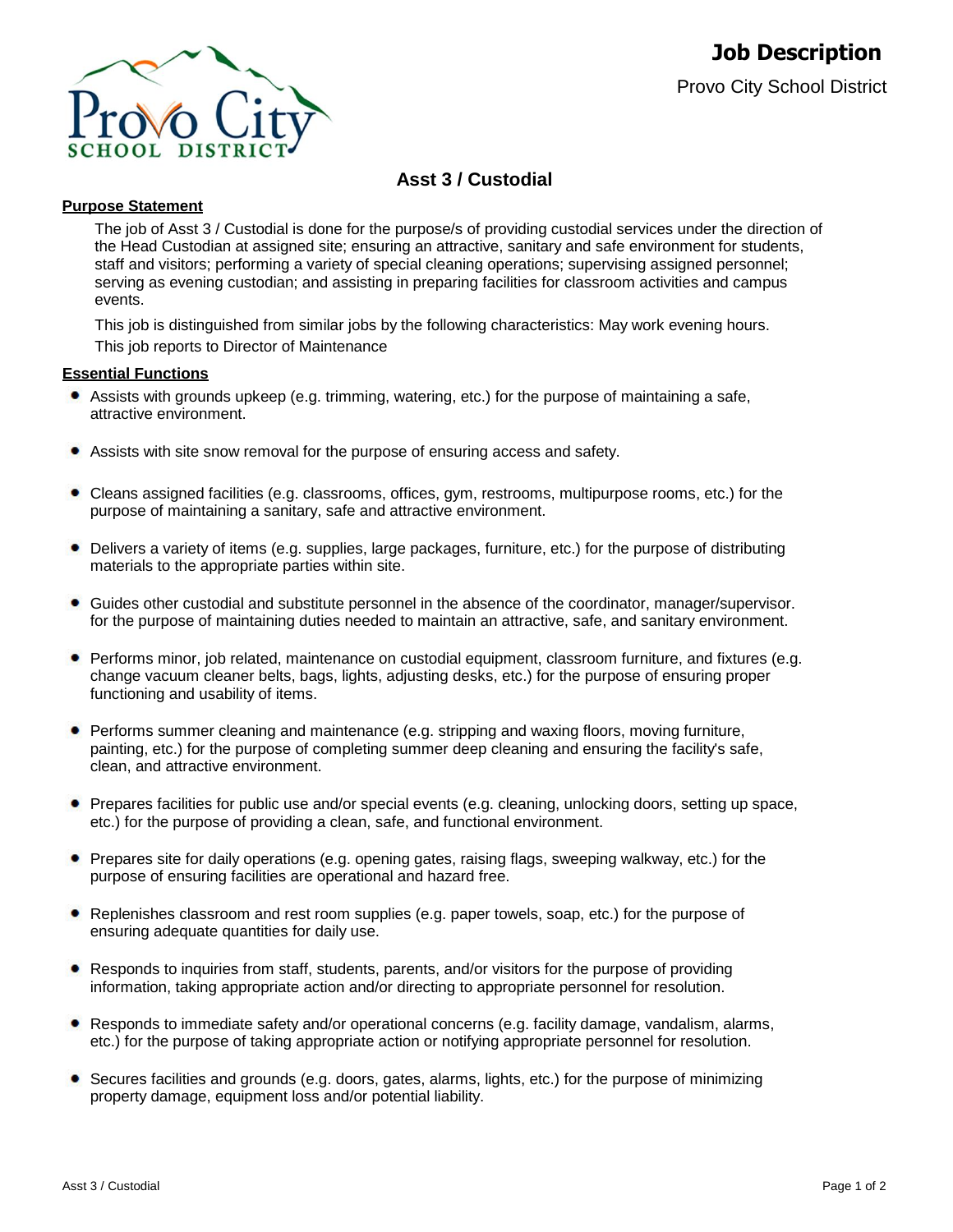# Job Description

Provro City School District

## Asst 3 / Custodial

### Purpose Statement

The job of Asst 3 / Custodial is done for the purpose/s of providing custodial services under the direction of the Head Custodian at assigned site; ensuring an attractive, sanitary and safe environment for students, staff and visitors; performing a variety of special cleaning operations; supervising assigned personnel; serving as evening custodian; and assisting in preparing facilities for classroom activities and campus events.

This job is distinguished from similar jobs by the following characteristics: May work evening hours.

This job reports to Director of Maintenance

### Essential Functions

- Assists with grounds upkeep (e.g. trimming, watering, etc.) for the purpose of maintaining a safe, attractive environment.
- Assists with site snow removal for the purpose of ensuring access and safety.
- Cleans assigned facilities (e.g. classrooms, offices, gym, restrooms, multipurpose rooms, etc.) for the purpose of maintaining a sanitary, safe and attractive environment.
- Delivers a variety of items (e.g. supplies, large packages, furniture, etc.) for the purpose of distributing materials to the appropriate parties within site.
- Guides other custodial and substitute personnel in the absence of the coordinator, manager/supervisor. for the purpose of maintaining duties needed to maintain an attractive, safe, and sanitary environment.
- Performs minor, job related, maintenance on custodial equipment, classroom furniture, and fixtures (e.g. change vacuum cleaner belts, bags, lights, adjusting desks, etc.) for the purpose of ensuring proper functioning and usability of items.
- Performs summer cleaning and maintenance (e.g. stripping and waxing floors, moving furniture, painting, etc.) for the purpose of completing summer deep cleaning and ensuring the facility's safe, clean, and attractive environment.
- Prepares facilities for public use and/or special events (e.g. cleaning, unlocking doors, setting up space, etc.) for the purpose of providing a clean, safe, and functional environment.
- Prepares site for daily operations (e.g. opening gates, raising flags, sweeping walkway, etc.) for the purpose of ensuring facilities are operational and hazard free.
- Replenishes classroom and rest room supplies (e.g. paper towels, soap, etc.) for the purpose of ensuring adequate quantities for daily use.
- Responds to inquiries from staff, students, parents, and/or visitors for the purpose of providing information, taking appropriate action and/or directing to appropriate personnel for resolution.
- Responds to immediate safety and/or operational concerns (e.g. facility damage, vandalism, alarms, etc.) for the purpose of taking appropriate action or notifying appropriate personnel for resolution.
- Secures facilities and grounds (e.g. doors, gates, alarms, lights, etc.) for the purpose of minimizing property damage, equipment loss and/or potential liability.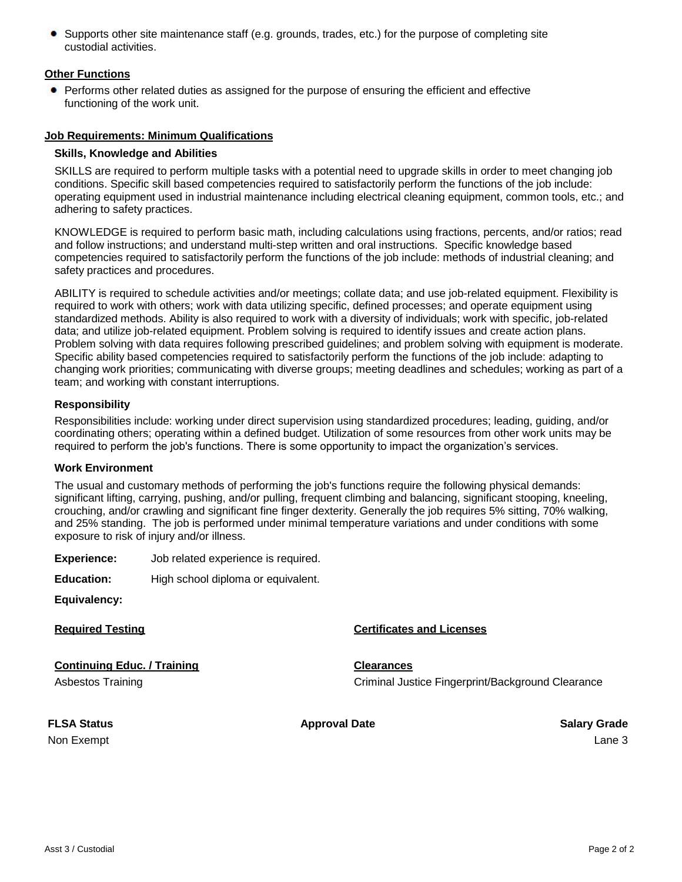- Supports other site maintenance staff (e.g. grounds, trades, etc.) for the purpose of completing site custodial activities.

**Other Functions**

- Performs other related duties as assigned for the purpose of ensuring the efficient and effective functioning of the work unit.

## Job Requirements: Minimum Qualifications

### Skills, Knowledge and Abilities

SKILLS are required to perform multiple tasks with a potential need to upgrade skills in order to meet changing job conditions. Specific skill based competencies required to satisfactorily perform the functions of the job include: operating equipment used in industrial maintenance including electrical cleaning equipment, common tools, etc.; and adhering to safety practices.

KNOWLEDGE is required to perform basic math, including calculations using fractions, percents, and/or ratios; read and follow instructions; and understand multi-step written and oral instructions. Specific knowledge based competencies required to satisfactorily perform the functions of the job include: methods of industrial cleaning; and safety practices and procedures.

ABILITY is required to schedule activities and/or meetings; collate data; and use job-related equipment. Flexibility is required to work with others; work with data utilizing specific, defined processes; and operate equipment using standardized methods. Ability is also required to work with a diversity of individuals; work with specific, job-related data; and utilize job-related equipment. Problem solving is required to identify issues and create action plans. Problem solving with data requires following prescribed guidelines; and problem solving with equipment is moderate. Specific ability based competencies required to satisfactorily perform the functions of the job include: adapting to changing work priorities; communicating with diverse groups; meeting deadlines and schedules; working as part of a team; and working with constant interruptions.

### Responsibility

Responsibilities include: working under direct supervision using standardized procedures; leading, guiding, and/or coordinating others; operating within a defined budget. Utilization of some resources from other work units may be required to perform the job's functions. There is some opportunity to impact the organization's services.

### Work Environment

The usual and customary methods of performing the job's functions require the following physical demands: significant lifting, carrying, pushing, and/or pulling, frequent climbing and balancing, significant stooping, kneeling, crouching, and/or crawling and significant fine finger dexterity. Generally the job requires 5% sitting, 70% walking, and 25% standing. The job is performed under minimal temperature variations and under conditions with some exposure to risk of injury and/or illness.

**Experience:** Job related experience is required.

**Education:** High school diploma or equivalent.

**Equivalency:**

**Required Testing**

**Certificates and Licenses**

**Continuing Educ. / Training**

Asbestos Training

**Clearances**

Criminal Justice Fingerprint/Background Clearance

| FLSA Status | Approval Date | Salary Grade |
|---|---|---|
| Non Exempt | | Lane 3 |